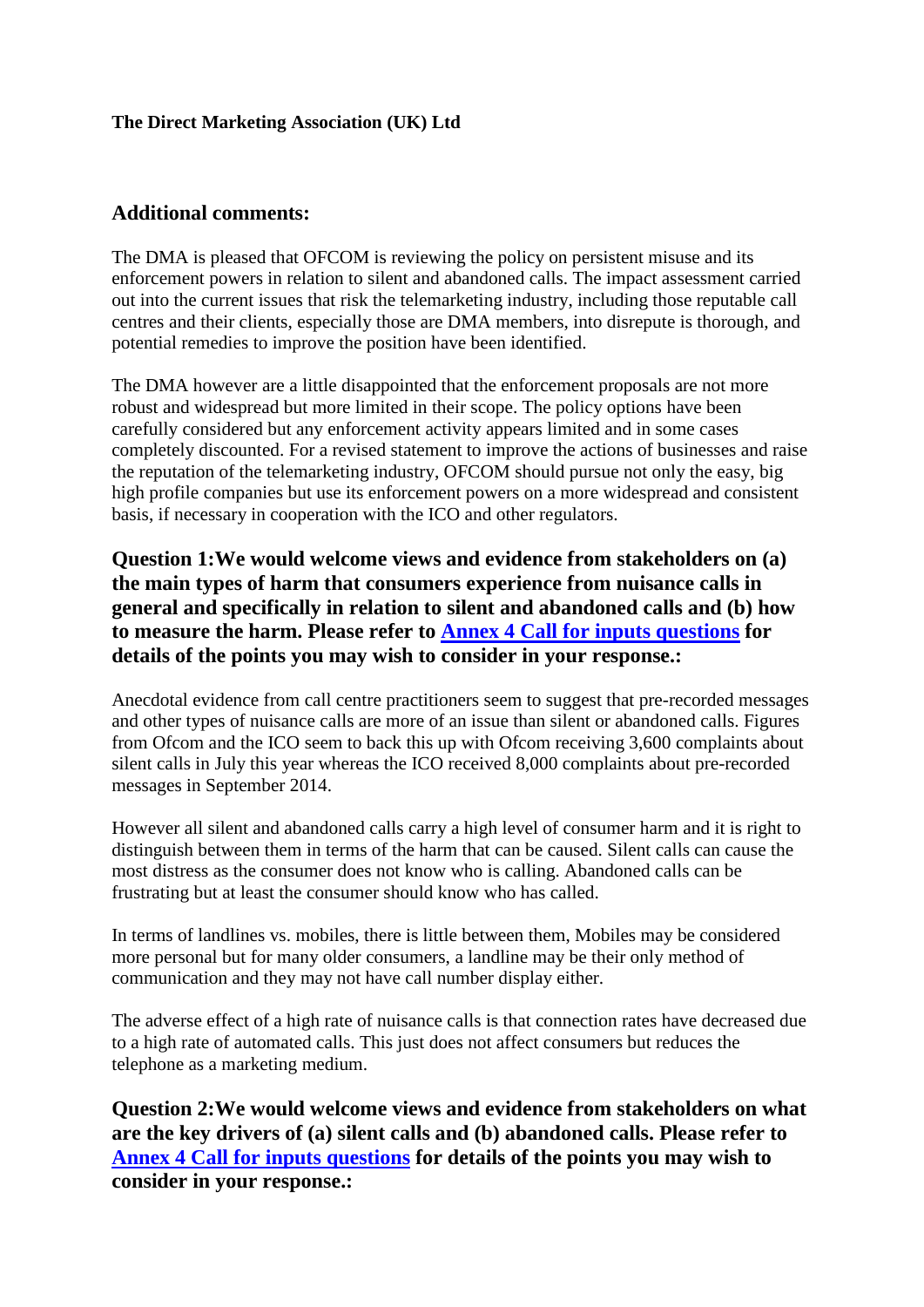**The Direct Marketing Association (UK) Ltd**

## Additional comments:

The DMA is pleased that OFCOM is reviewing the policy on persistent misuse and its enforcement powers in relation to silent and abandoned calls. The impact assessment carried out into the current issues that risk the telemarketing industry, including those reputable call centres and their clients, especially those are DMA members, into disrepute is thorough, and potential remedies to improve the position have been identified.

The DMA however are a little disappointed that the enforcement proposals are not more robust and widespread but more limited in their scope. The policy options have been carefully considered but any enforcement activity appears limited and in some cases completely discounted. For a revised statement to improve the actions of businesses and raise the reputation of the telemarketing industry, OFCOM should pursue not only the easy, big high profile companies but use its enforcement powers on a more widespread and consistent basis, if necessary in cooperation with the ICO and other regulators.

### Question 1:We would welcome views and evidence from stakeholders on (a) the main types of harm that consumers experience from nuisance calls in general and specifically in relation to silent and abandoned calls and (b) how to measure the harm. Please refer to Annex 4 Call for inputs questions for details of the points you may wish to consider in your response.:

Anecdotal evidence from call centre practitioners seem to suggest that pre-recorded messages and other types of nuisance calls are more of an issue than silent or abandoned calls. Figures from Ofcom and the ICO seem to back this up with Ofcom receiving 3,600 complaints about silent calls in July this year whereas the ICO received 8,000 complaints about pre-recorded messages in September 2014.

However all silent and abandoned calls carry a high level of consumer harm and it is right to distinguish between them in terms of the harm that can be caused. Silent calls can cause the most distress as the consumer does not know who is calling. Abandoned calls can be frustrating but at least the consumer should know who has called.

In terms of landlines vs. mobiles, there is little between them, Mobiles may be considered more personal but for many older consumers, a landline may be their only method of communication and they may not have call number display either.

The adverse effect of a high rate of nuisance calls is that connection rates have decreased due to a high rate of automated calls. This just does not affect consumers but reduces the telephone as a marketing medium.

### Question 2:We would welcome views and evidence from stakeholders on what are the key drivers of (a) silent calls and (b) abandoned calls. Please refer to Annex 4 Call for inputs questions for details of the points you may wish to consider in your response.: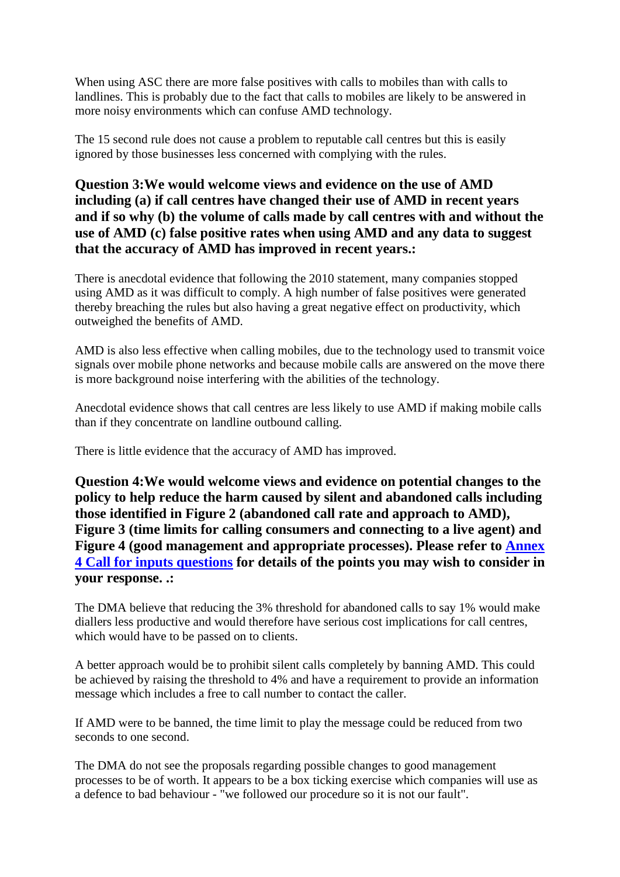When using ASC there are more false positives with calls to mobiles than with calls to landlines. This is probably due to the fact that calls to mobiles are likely to be answered in more noisy environments which can confuse AMD technology.

The 15 second rule does not cause a problem to reputable call centres but this is easily ignored by those businesses less concerned with complying with the rules.

**Question 3:We would welcome views and evidence on the use of AMD including (a) if call centres have changed their use of AMD in recent years and if so why (b) the volume of calls made by call centres with and without the use of AMD (c) false positive rates when using AMD and any data to suggest that the accuracy of AMD has improved in recent years.:**

There is anecdotal evidence that following the 2010 statement, many companies stopped using AMD as it was difficult to comply. A high number of false positives were generated thereby breaching the rules but also having a great negative effect on productivity, which outweighed the benefits of AMD.

AMD is also less effective when calling mobiles, due to the technology used to transmit voice signals over mobile phone networks and because mobile calls are answered on the move there is more background noise interfering with the abilities of the technology.

Anecdotal evidence shows that call centres are less likely to use AMD if making mobile calls than if they concentrate on landline outbound calling.

There is little evidence that the accuracy of AMD has improved.

**Question 4:We would welcome views and evidence on potential changes to the policy to help reduce the harm caused by silent and abandoned calls including those identified in Figure 2 (abandoned call rate and approach to AMD), Figure 3 (time limits for calling consumers and connecting to a live agent) and Figure 4 (good management and appropriate processes). Please refer to [Annex 4 Call for inputs questions] for details of the points you may wish to consider in your response. .:**

The DMA believe that reducing the 3% threshold for abandoned calls to say 1% would make diallers less productive and would therefore have serious cost implications for call centres, which would have to be passed on to clients.

A better approach would be to prohibit silent calls completely by banning AMD. This could be achieved by raising the threshold to 4% and have a requirement to provide an information message which includes a free to call number to contact the caller.

If AMD were to be banned, the time limit to play the message could be reduced from two seconds to one second.

The DMA do not see the proposals regarding possible changes to good management processes to be of worth. It appears to be a box ticking exercise which companies will use as a defence to bad behaviour - "we followed our procedure so it is not our fault".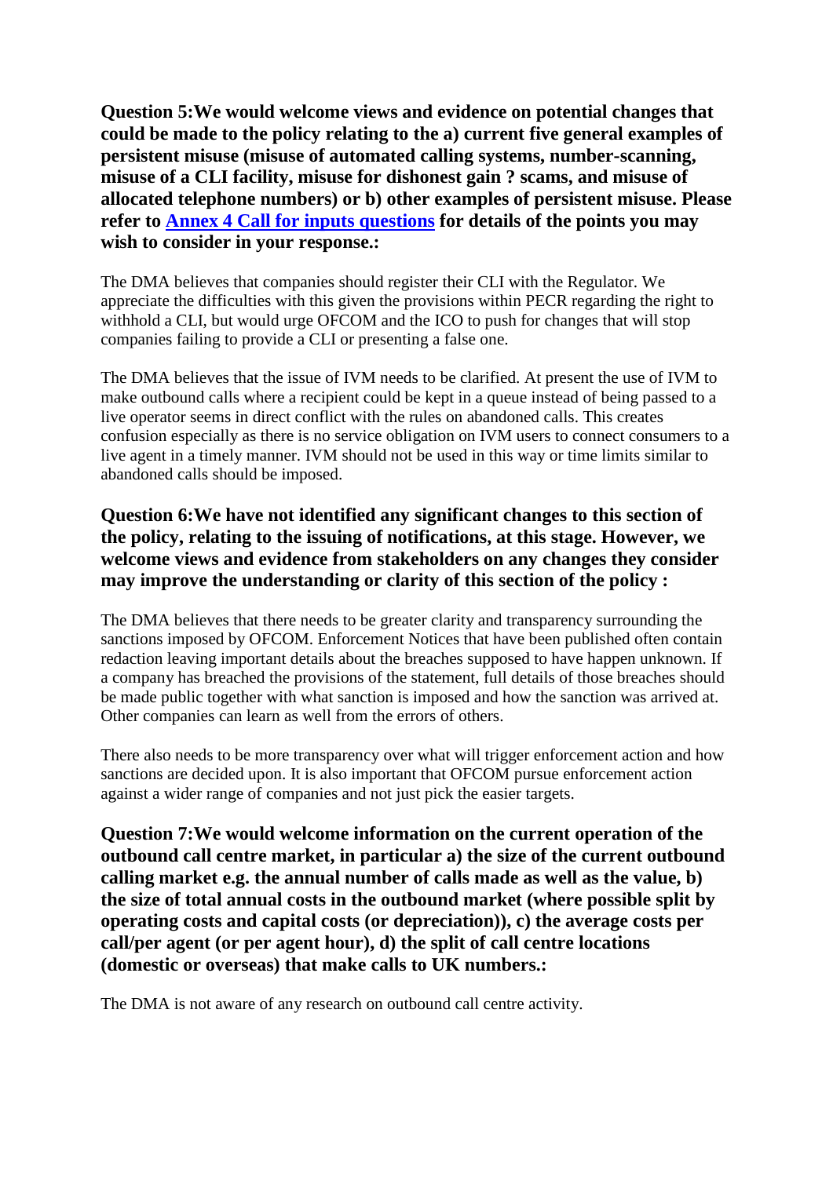**Question 5:We would welcome views and evidence on potential changes that could be made to the policy relating to the a) current five general examples of persistent misuse (misuse of automated calling systems, number-scanning, misuse of a CLI facility, misuse for dishonest gain ? scams, and misuse of allocated telephone numbers) or b) other examples of persistent misuse. Please refer to [Annex 4 Call for inputs questions] for details of the points you may wish to consider in your response.:**

The DMA believes that companies should register their CLI with the Regulator. We appreciate the difficulties with this given the provisions within PECR regarding the right to withhold a CLI, but would urge OFCOM and the ICO to push for changes that will stop companies failing to provide a CLI or presenting a false one.

The DMA believes that the issue of IVM needs to be clarified. At present the use of IVM to make outbound calls where a recipient could be kept in a queue instead of being passed to a live operator seems in direct conflict with the rules on abandoned calls. This creates confusion especially as there is no service obligation on IVM users to connect consumers to a live agent in a timely manner. IVM should not be used in this way or time limits similar to abandoned calls should be imposed.

**Question 6:We have not identified any significant changes to this section of the policy, relating to the issuing of notifications, at this stage. However, we welcome views and evidence from stakeholders on any changes they consider may improve the understanding or clarity of this section of the policy :**

The DMA believes that there needs to be greater clarity and transparency surrounding the sanctions imposed by OFCOM. Enforcement Notices that have been published often contain redaction leaving important details about the breaches supposed to have happen unknown. If a company has breached the provisions of the statement, full details of those breaches should be made public together with what sanction is imposed and how the sanction was arrived at. Other companies can learn as well from the errors of others.

There also needs to be more transparency over what will trigger enforcement action and how sanctions are decided upon. It is also important that OFCOM pursue enforcement action against a wider range of companies and not just pick the easier targets.

**Question 7:We would welcome information on the current operation of the outbound call centre market, in particular a) the size of the current outbound calling market e.g. the annual number of calls made as well as the value, b) the size of total annual costs in the outbound market (where possible split by operating costs and capital costs (or depreciation)), c) the average costs per call/per agent (or per agent hour), d) the split of call centre locations (domestic or overseas) that make calls to UK numbers.:**

The DMA is not aware of any research on outbound call centre activity.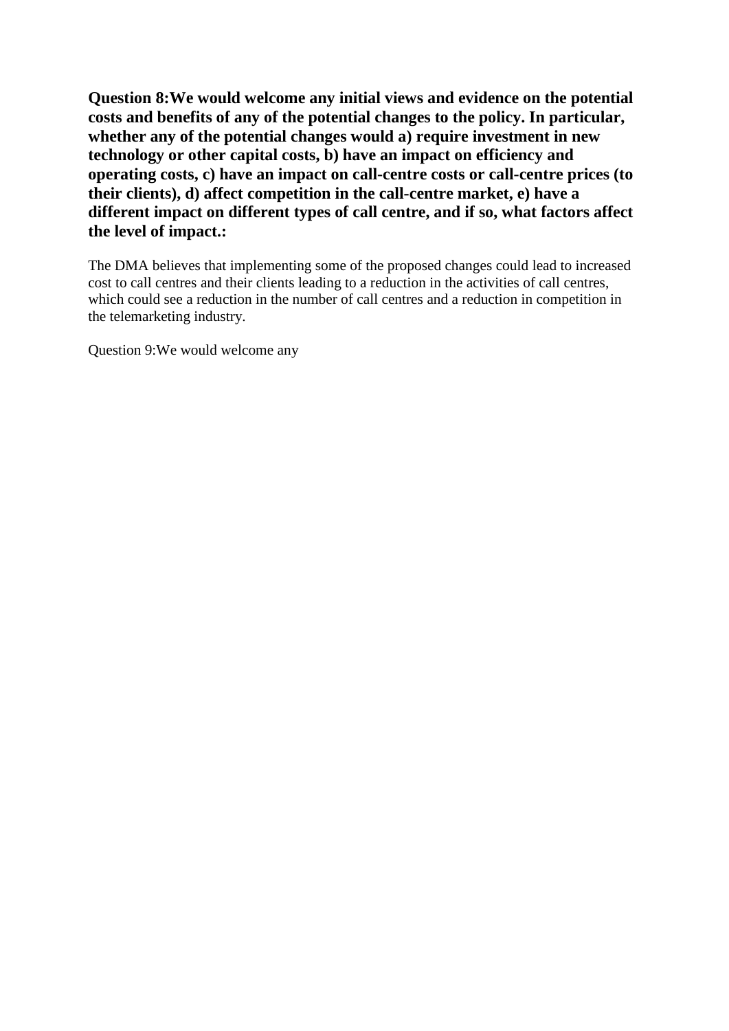**Question 8:We would welcome any initial views and evidence on the potential costs and benefits of any of the potential changes to the policy. In particular, whether any of the potential changes would a) require investment in new technology or other capital costs, b) have an impact on efficiency and operating costs, c) have an impact on call-centre costs or call-centre prices (to their clients), d) affect competition in the call-centre market, e) have a different impact on different types of call centre, and if so, what factors affect the level of impact.:**

The DMA believes that implementing some of the proposed changes could lead to increased cost to call centres and their clients leading to a reduction in the activities of call centres, which could see a reduction in the number of call centres and a reduction in competition in the telemarketing industry.

Question 9:We would welcome any